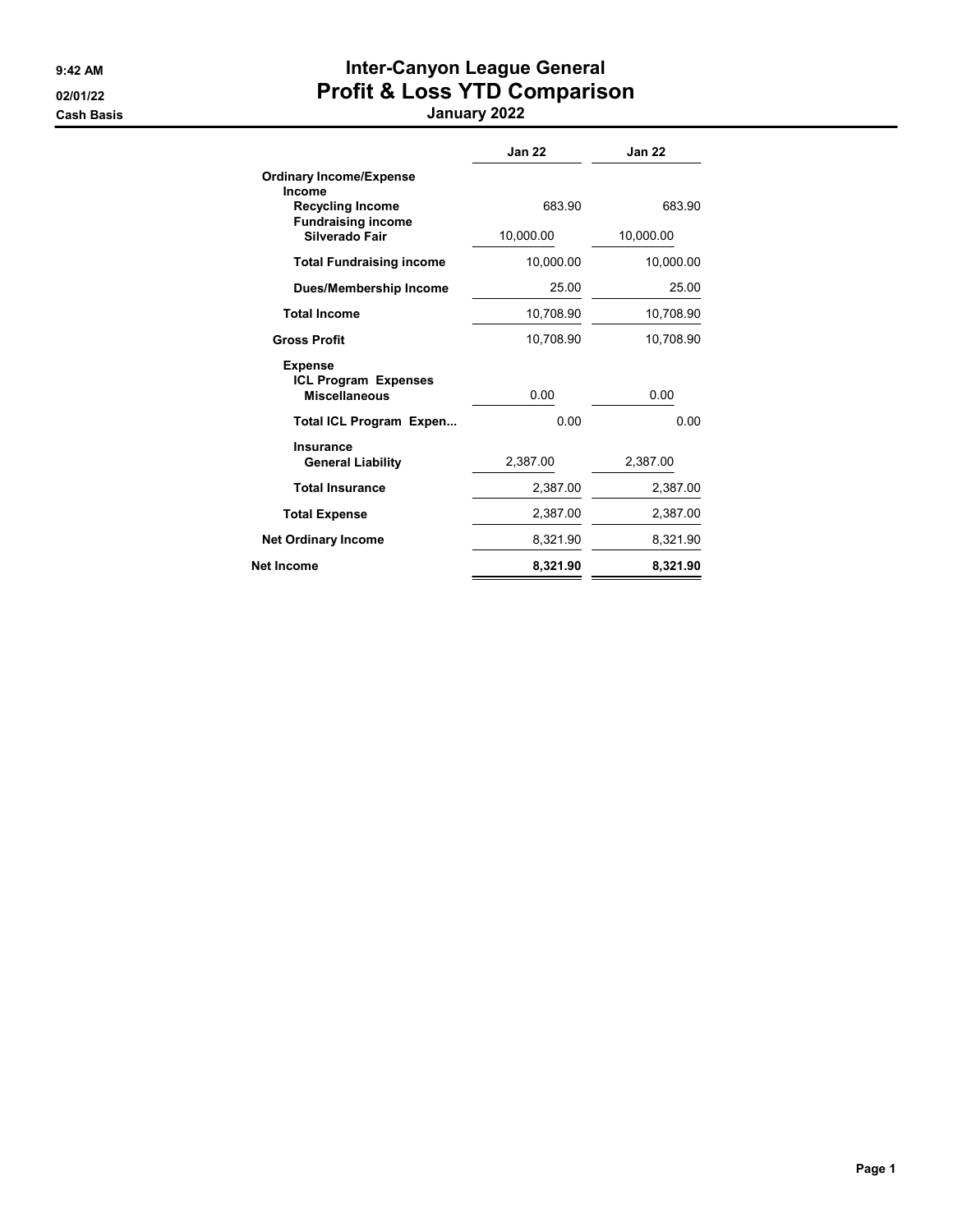# Inter-Canyon League General

## Profit & Loss YTD Comparison

**January 2022**

9:42 AM
02/01/22
Cash Basis

| | Jan 22 | Jan 22 |
|---|---|---|
| **Ordinary Income/Expense** | | |
| **Income** | | |
| **Recycling Income** | 683.90 | 683.90 |
| **Fundraising income** | | |
| **Silverado Fair** | 10,000.00 | 10,000.00 |
| **Total Fundraising income** | 10,000.00 | 10,000.00 |
| **Dues/Membership Income** | 25.00 | 25.00 |
| **Total Income** | 10,708.90 | 10,708.90 |
| **Gross Profit** | 10,708.90 | 10,708.90 |
| **Expense** | | |
| **ICL Program Expenses** | | |
| **Miscellaneous** | 0.00 | 0.00 |
| **Total ICL Program Expen...** | 0.00 | 0.00 |
| **Insurance** | | |
| **General Liability** | 2,387.00 | 2,387.00 |
| **Total Insurance** | 2,387.00 | 2,387.00 |
| **Total Expense** | 2,387.00 | 2,387.00 |
| **Net Ordinary Income** | 8,321.90 | 8,321.90 |
| **Net Income** | **8,321.90** | **8,321.90** |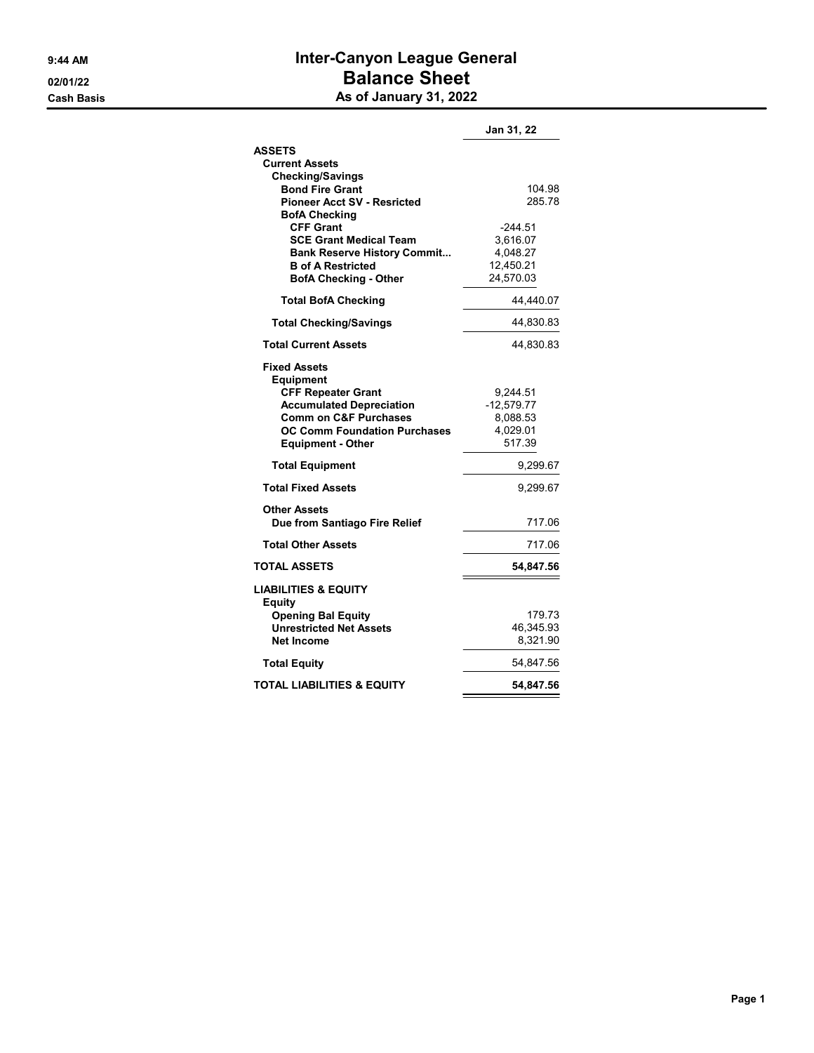# Inter-Canyon League General

## Balance Sheet

### As of January 31, 2022

9:44 AM
02/01/22
Cash Basis

| | Jan 31, 22 |
|---|---|
| **ASSETS** | |
| **Current Assets** | |
| **Checking/Savings** | |
| **Bond Fire Grant** | 104.98 |
| **Pioneer Acct SV - Resricted** | 285.78 |
| **BofA Checking** | |
| **CFF Grant** | -244.51 |
| **SCE Grant Medical Team** | 3,616.07 |
| **Bank Reserve History Commit...** | 4,048.27 |
| **B of A Restricted** | 12,450.21 |
| **BofA Checking - Other** | 24,570.03 |
| **Total BofA Checking** | 44,440.07 |
| **Total Checking/Savings** | 44,830.83 |
| **Total Current Assets** | 44,830.83 |
| **Fixed Assets** | |
| **Equipment** | |
| **CFF Repeater Grant** | 9,244.51 |
| **Accumulated Depreciation** | -12,579.77 |
| **Comm on C&F Purchases** | 8,088.53 |
| **OC Comm Foundation Purchases** | 4,029.01 |
| **Equipment - Other** | 517.39 |
| **Total Equipment** | 9,299.67 |
| **Total Fixed Assets** | 9,299.67 |
| **Other Assets** | |
| **Due from Santiago Fire Relief** | 717.06 |
| **Total Other Assets** | 717.06 |
| **TOTAL ASSETS** | **54,847.56** |
| **LIABILITIES & EQUITY** | |
| **Equity** | |
| **Opening Bal Equity** | 179.73 |
| **Unrestricted Net Assets** | 46,345.93 |
| **Net Income** | 8,321.90 |
| **Total Equity** | 54,847.56 |
| **TOTAL LIABILITIES & EQUITY** | **54,847.56** |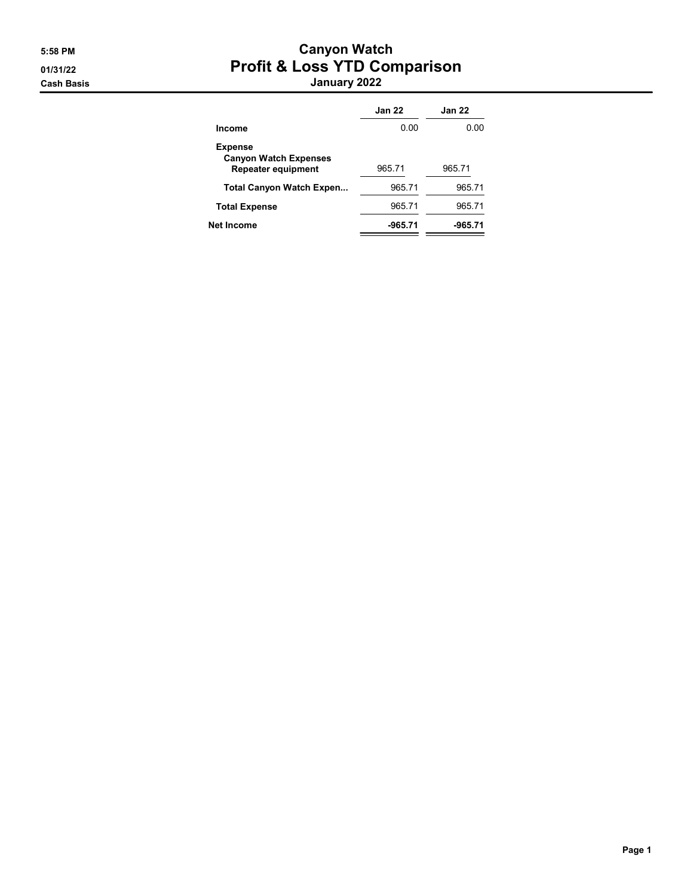5:58 PM
01/31/22
Cash Basis

# Canyon Watch
## Profit & Loss YTD Comparison
### January 2022

| | Jan 22 | Jan 22 |
|---|---|---|
| **Income** | 0.00 | 0.00 |
| **Expense** | | |
| **Canyon Watch Expenses** | | |
| **Repeater equipment** | 965.71 | 965.71 |
| **Total Canyon Watch Expen...** | 965.71 | 965.71 |
| **Total Expense** | 965.71 | 965.71 |
| **Net Income** | **-965.71** | **-965.71** |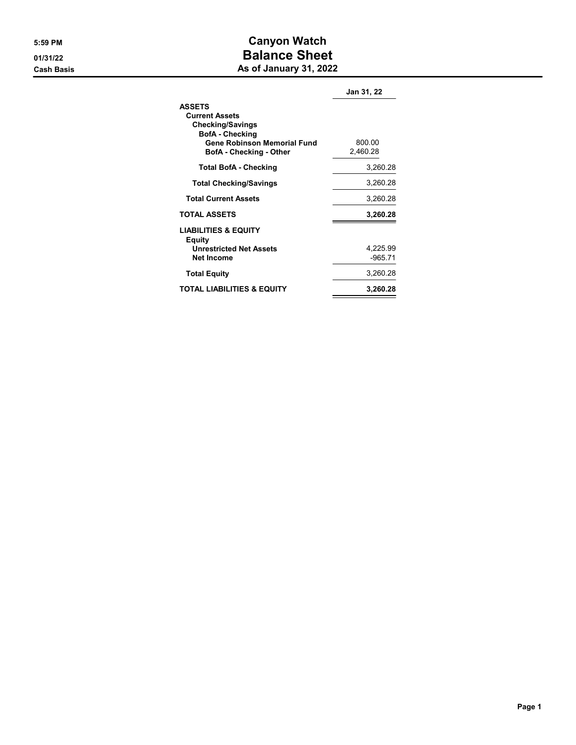5:59 PM
01/31/22
Cash Basis

# Canyon Watch
## Balance Sheet
### As of January 31, 2022

| | Jan 31, 22 |
|---|---|
| **ASSETS** | |
| **Current Assets** | |
| **Checking/Savings** | |
| **BofA - Checking** | |
| **Gene Robinson Memorial Fund** | 800.00 |
| **BofA - Checking - Other** | 2,460.28 |
| **Total BofA - Checking** | 3,260.28 |
| **Total Checking/Savings** | 3,260.28 |
| **Total Current Assets** | 3,260.28 |
| **TOTAL ASSETS** | **3,260.28** |
| **LIABILITIES & EQUITY** | |
| **Equity** | |
| **Unrestricted Net Assets** | 4,225.99 |
| **Net Income** | -965.71 |
| **Total Equity** | 3,260.28 |
| **TOTAL LIABILITIES & EQUITY** | **3,260.28** |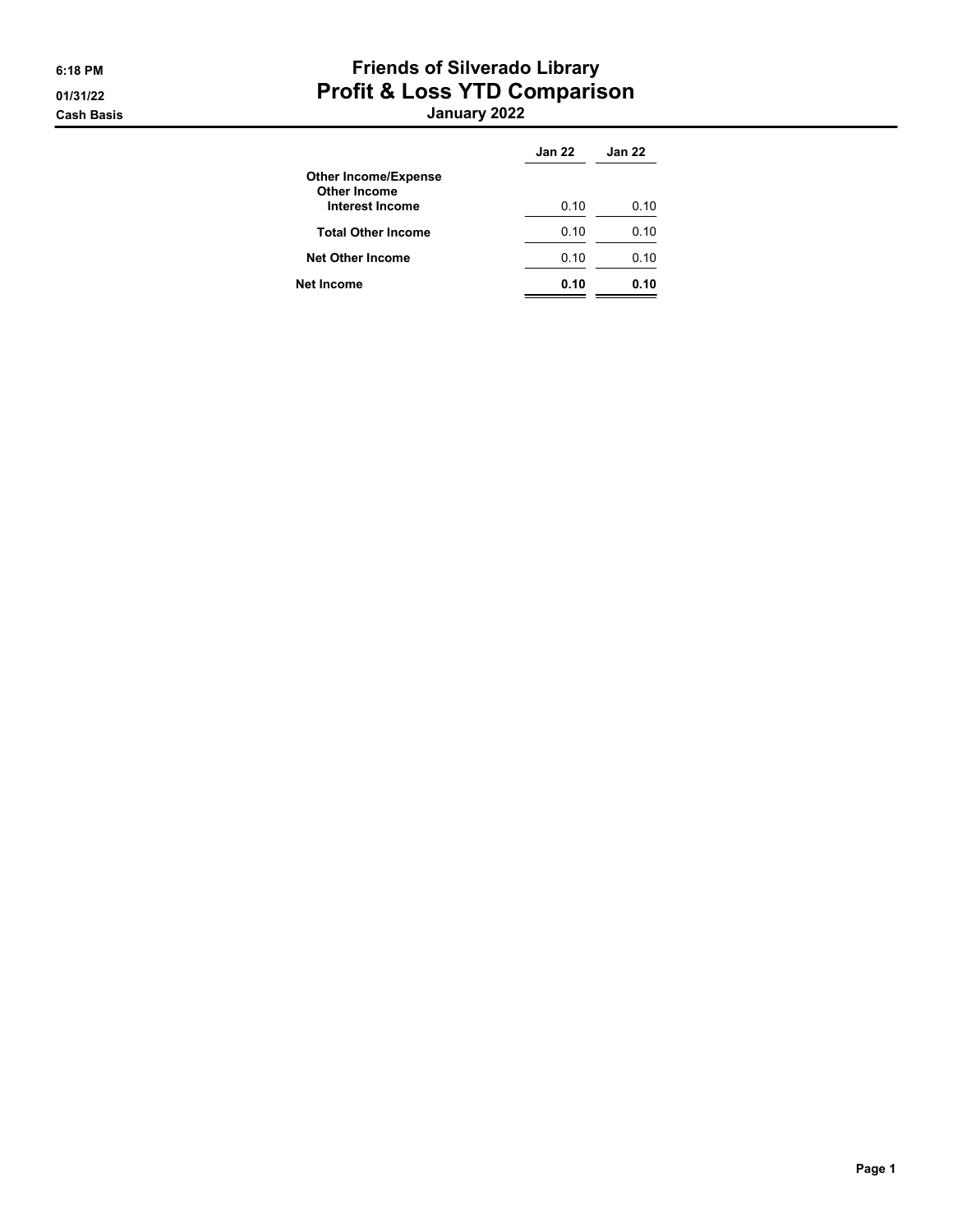6:18 PM
01/31/22
Cash Basis

# Friends of Silverado Library
## Profit & Loss YTD Comparison
### January 2022

| | Jan 22 | Jan 22 |
|---|---|---|
| **Other Income/Expense** | | |
| **Other Income** | | |
| **Interest Income** | 0.10 | 0.10 |
| **Total Other Income** | 0.10 | 0.10 |
| **Net Other Income** | 0.10 | 0.10 |
| **Net Income** | **0.10** | **0.10** |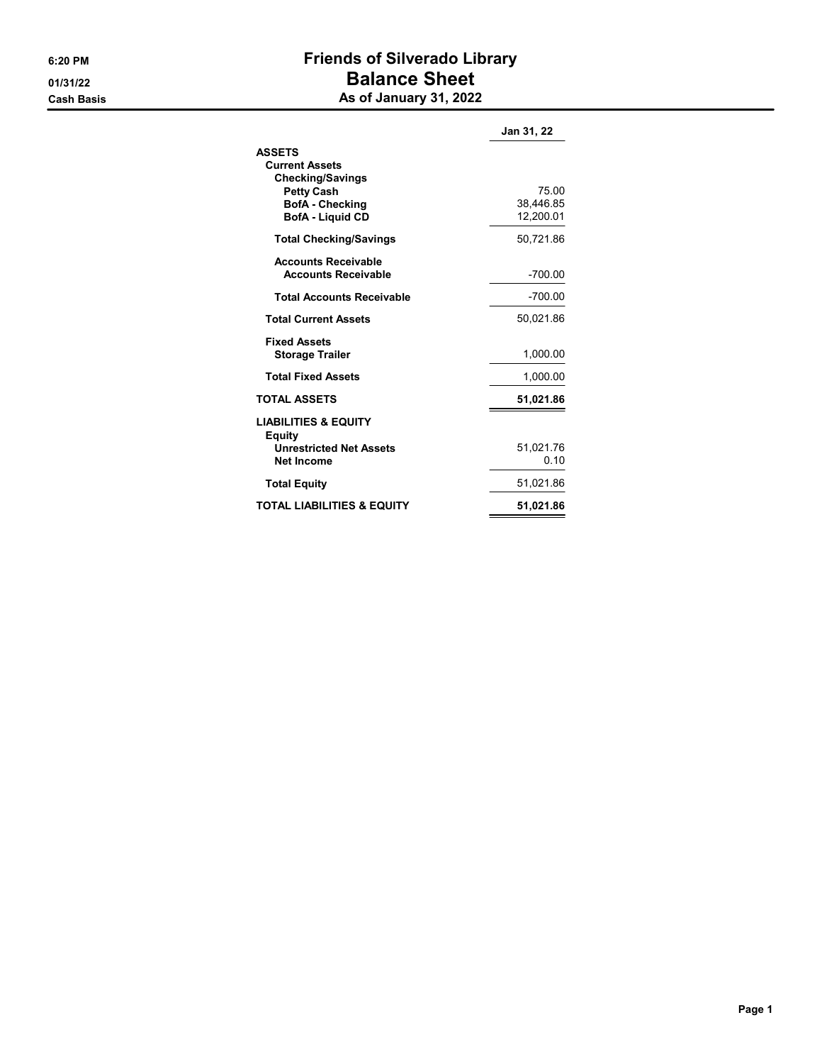6:20 PM
01/31/22
Cash Basis

# Friends of Silverado Library
## Balance Sheet
### As of January 31, 2022

| | Jan 31, 22 |
|---|---|
| **ASSETS** | |
| **Current Assets** | |
| **Checking/Savings** | |
| **Petty Cash** | 75.00 |
| **BofA - Checking** | 38,446.85 |
| **BofA - Liquid CD** | 12,200.01 |
| **Total Checking/Savings** | 50,721.86 |
| **Accounts Receivable** | |
| **Accounts Receivable** | -700.00 |
| **Total Accounts Receivable** | -700.00 |
| **Total Current Assets** | 50,021.86 |
| **Fixed Assets** | |
| **Storage Trailer** | 1,000.00 |
| **Total Fixed Assets** | 1,000.00 |
| **TOTAL ASSETS** | **51,021.86** |
| **LIABILITIES & EQUITY** | |
| **Equity** | |
| **Unrestricted Net Assets** | 51,021.76 |
| **Net Income** | 0.10 |
| **Total Equity** | 51,021.86 |
| **TOTAL LIABILITIES & EQUITY** | **51,021.86** |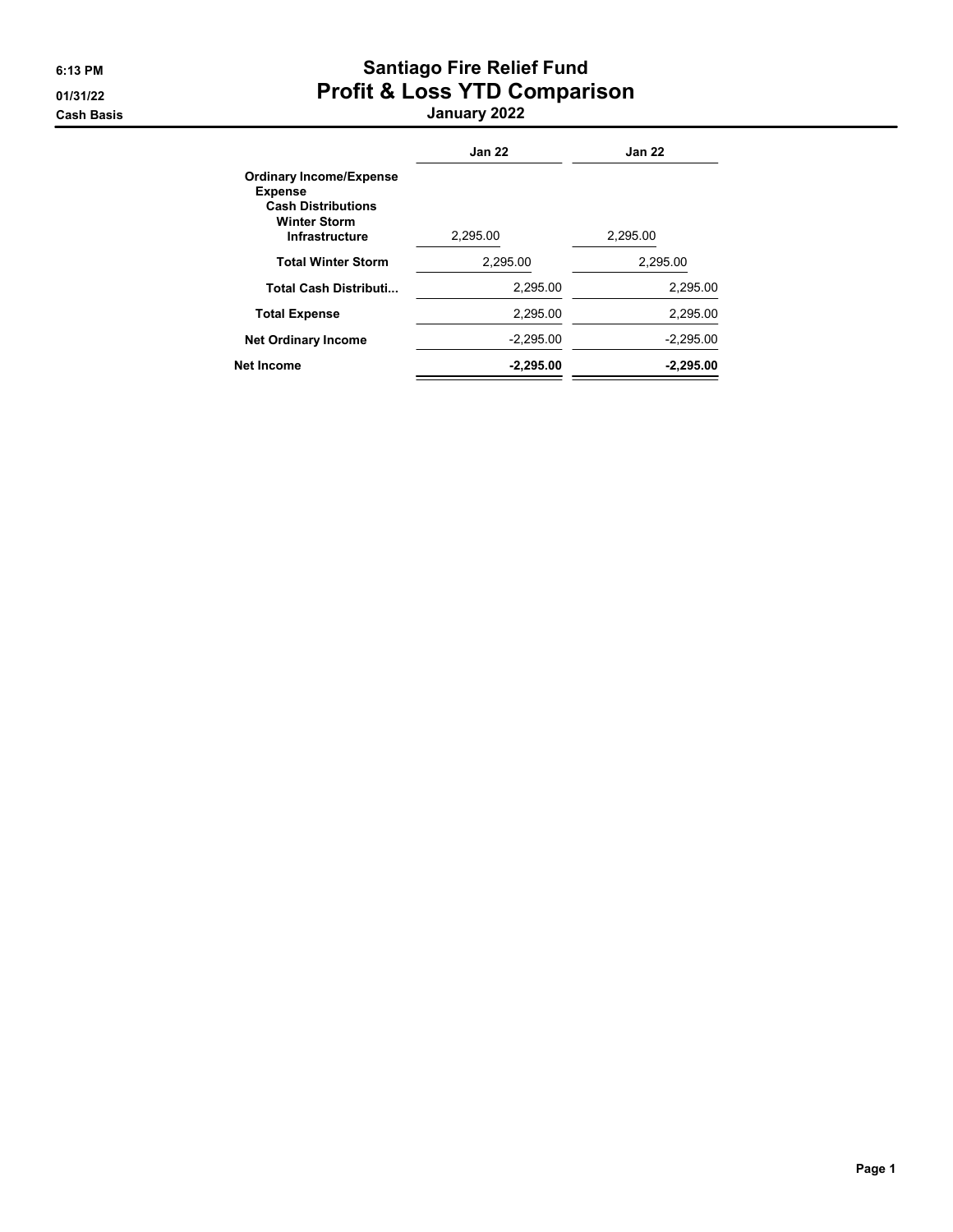6:13 PM
01/31/22
Cash Basis

# Santiago Fire Relief Fund
## Profit & Loss YTD Comparison
### January 2022

| | Jan 22 | Jan 22 |
|---|---|---|
| **Ordinary Income/Expense** | | |
| **Expense** | | |
| **Cash Distributions** | | |
| **Winter Storm** | | |
| **Infrastructure** | 2,295.00 | 2,295.00 |
| **Total Winter Storm** | 2,295.00 | 2,295.00 |
| **Total Cash Distributi...** | 2,295.00 | 2,295.00 |
| **Total Expense** | 2,295.00 | 2,295.00 |
| **Net Ordinary Income** | -2,295.00 | -2,295.00 |
| **Net Income** | **-2,295.00** | **-2,295.00** |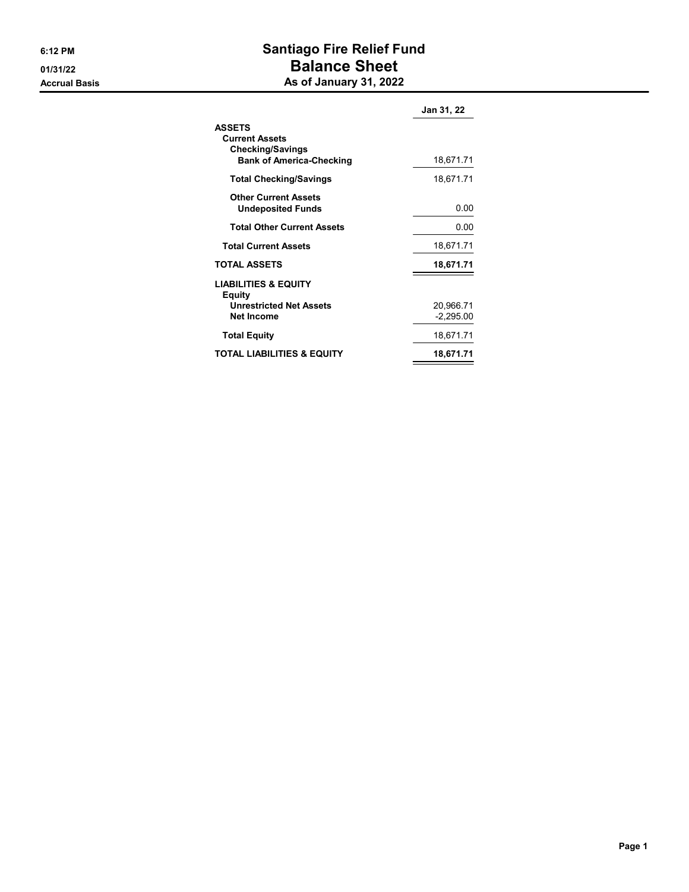6:12 PM
01/31/22
Accrual Basis

# Santiago Fire Relief Fund
## Balance Sheet
### As of January 31, 2022

| | Jan 31, 22 |
|---|---|
| **ASSETS** | |
| **Current Assets** | |
| **Checking/Savings** | |
| **Bank of America-Checking** | 18,671.71 |
| **Total Checking/Savings** | 18,671.71 |
| **Other Current Assets** | |
| **Undeposited Funds** | 0.00 |
| **Total Other Current Assets** | 0.00 |
| **Total Current Assets** | 18,671.71 |
| **TOTAL ASSETS** | **18,671.71** |
| **LIABILITIES & EQUITY** | |
| **Equity** | |
| **Unrestricted Net Assets** | 20,966.71 |
| **Net Income** | -2,295.00 |
| **Total Equity** | 18,671.71 |
| **TOTAL LIABILITIES & EQUITY** | **18,671.71** |